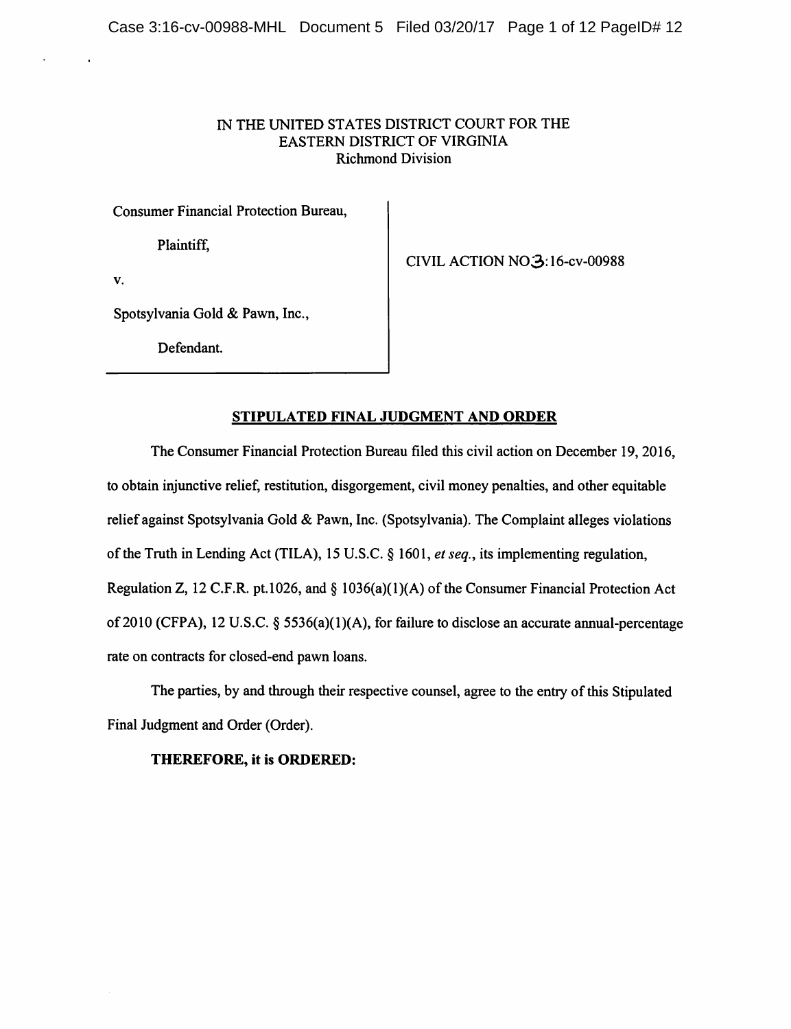IN THE UNITED STATES DISTRICT COURT FOR THE
EASTERN DISTRICT OF VIRGINIA
Richmond Division

| | |
|---|---|
| Consumer Financial Protection Bureau,<br><br>Plaintiff,<br><br>v.<br><br>Spotsylvania Gold & Pawn, Inc.,<br><br>Defendant. | CIVIL ACTION NO3:16-cv-00988 |

## STIPULATED FINAL JUDGMENT AND ORDER

The Consumer Financial Protection Bureau filed this civil action on December 19, 2016, to obtain injunctive relief, restitution, disgorgement, civil money penalties, and other equitable relief against Spotsylvania Gold & Pawn, Inc. (Spotsylvania). The Complaint alleges violations of the Truth in Lending Act (TILA), 15 U.S.C. § 1601, *et seq.*, its implementing regulation, Regulation Z, 12 C.F.R. pt.1026, and § 1036(a)(1)(A) of the Consumer Financial Protection Act of 2010 (CFPA), 12 U.S.C. § 5536(a)(1)(A), for failure to disclose an accurate annual-percentage rate on contracts for closed-end pawn loans.

The parties, by and through their respective counsel, agree to the entry of this Stipulated Final Judgment and Order (Order).

**THEREFORE, it is ORDERED:**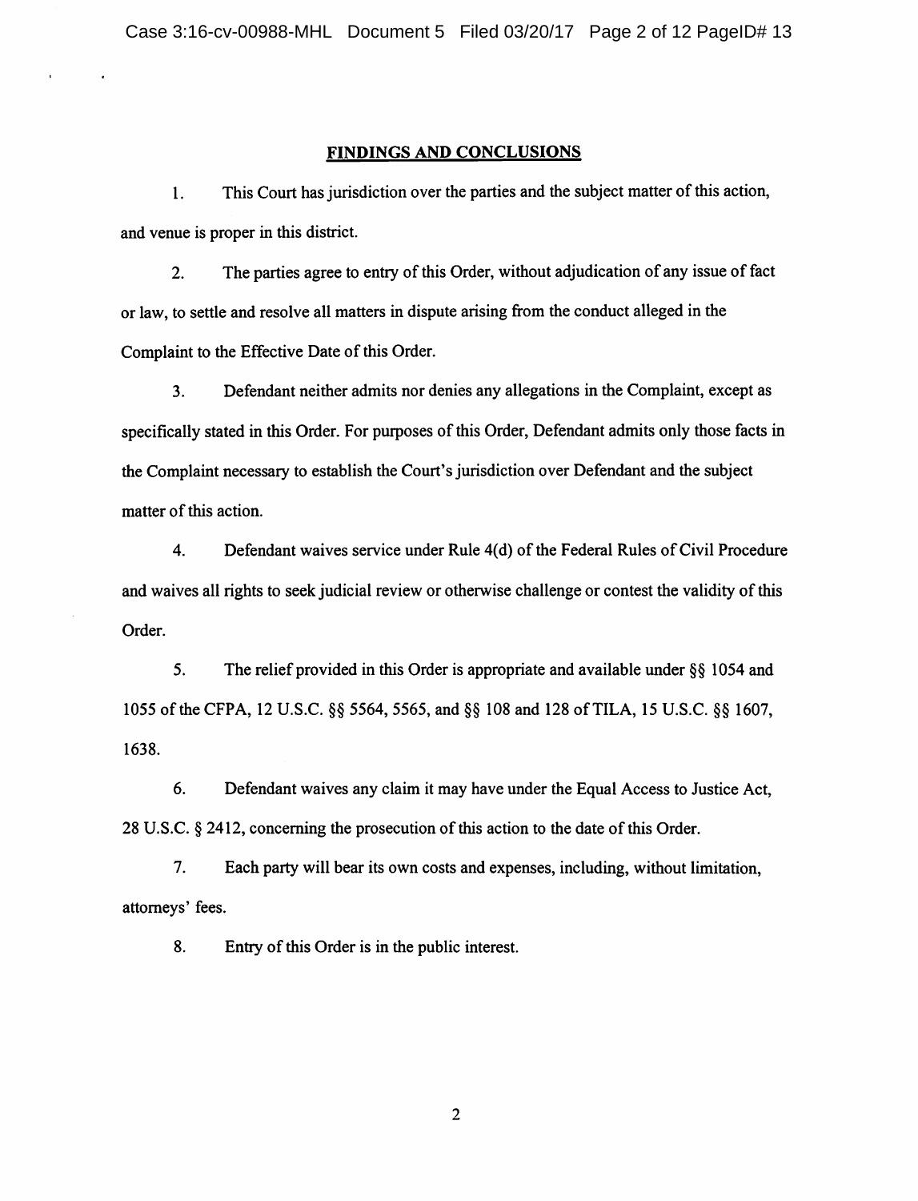## FINDINGS AND CONCLUSIONS

1. This Court has jurisdiction over the parties and the subject matter of this action, and venue is proper in this district.

2. The parties agree to entry of this Order, without adjudication of any issue of fact or law, to settle and resolve all matters in dispute arising from the conduct alleged in the Complaint to the Effective Date of this Order.

3. Defendant neither admits nor denies any allegations in the Complaint, except as specifically stated in this Order. For purposes of this Order, Defendant admits only those facts in the Complaint necessary to establish the Court's jurisdiction over Defendant and the subject matter of this action.

4. Defendant waives service under Rule 4(d) of the Federal Rules of Civil Procedure and waives all rights to seek judicial review or otherwise challenge or contest the validity of this Order.

5. The relief provided in this Order is appropriate and available under §§ 1054 and 1055 of the CFPA, 12 U.S.C. §§ 5564, 5565, and §§ 108 and 128 of TILA, 15 U.S.C. §§ 1607, 1638.

6. Defendant waives any claim it may have under the Equal Access to Justice Act, 28 U.S.C. § 2412, concerning the prosecution of this action to the date of this Order.

7. Each party will bear its own costs and expenses, including, without limitation, attorneys' fees.

8. Entry of this Order is in the public interest.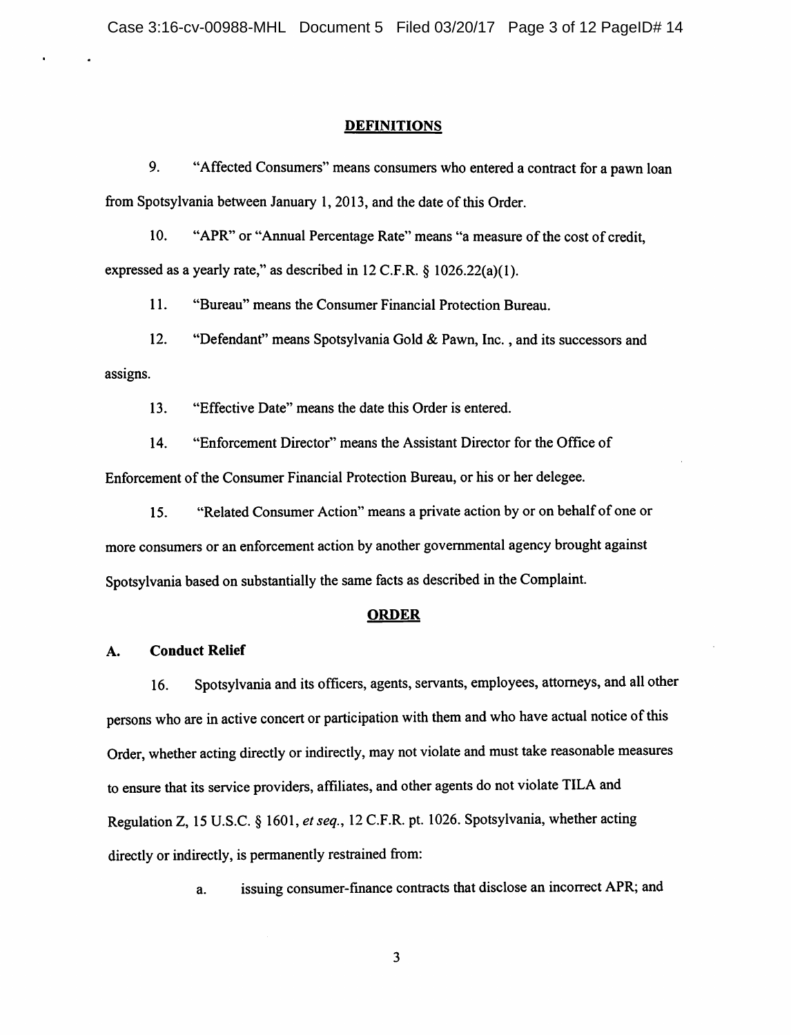## DEFINITIONS

9. "Affected Consumers" means consumers who entered a contract for a pawn loan from Spotsylvania between January 1, 2013, and the date of this Order.

10. "APR" or "Annual Percentage Rate" means "a measure of the cost of credit, expressed as a yearly rate," as described in 12 C.F.R. § 1026.22(a)(1).

11. "Bureau" means the Consumer Financial Protection Bureau.

12. "Defendant" means Spotsylvania Gold & Pawn, Inc. , and its successors and assigns.

13. "Effective Date" means the date this Order is entered.

14. "Enforcement Director" means the Assistant Director for the Office of Enforcement of the Consumer Financial Protection Bureau, or his or her delegee.

15. "Related Consumer Action" means a private action by or on behalf of one or more consumers or an enforcement action by another governmental agency brought against Spotsylvania based on substantially the same facts as described in the Complaint.

## ORDER

### A. Conduct Relief

16. Spotsylvania and its officers, agents, servants, employees, attorneys, and all other persons who are in active concert or participation with them and who have actual notice of this Order, whether acting directly or indirectly, may not violate and must take reasonable measures to ensure that its service providers, affiliates, and other agents do not violate TILA and Regulation Z, 15 U.S.C. § 1601, *et seq.*, 12 C.F.R. pt. 1026. Spotsylvania, whether acting directly or indirectly, is permanently restrained from:

   a. issuing consumer-finance contracts that disclose an incorrect APR; and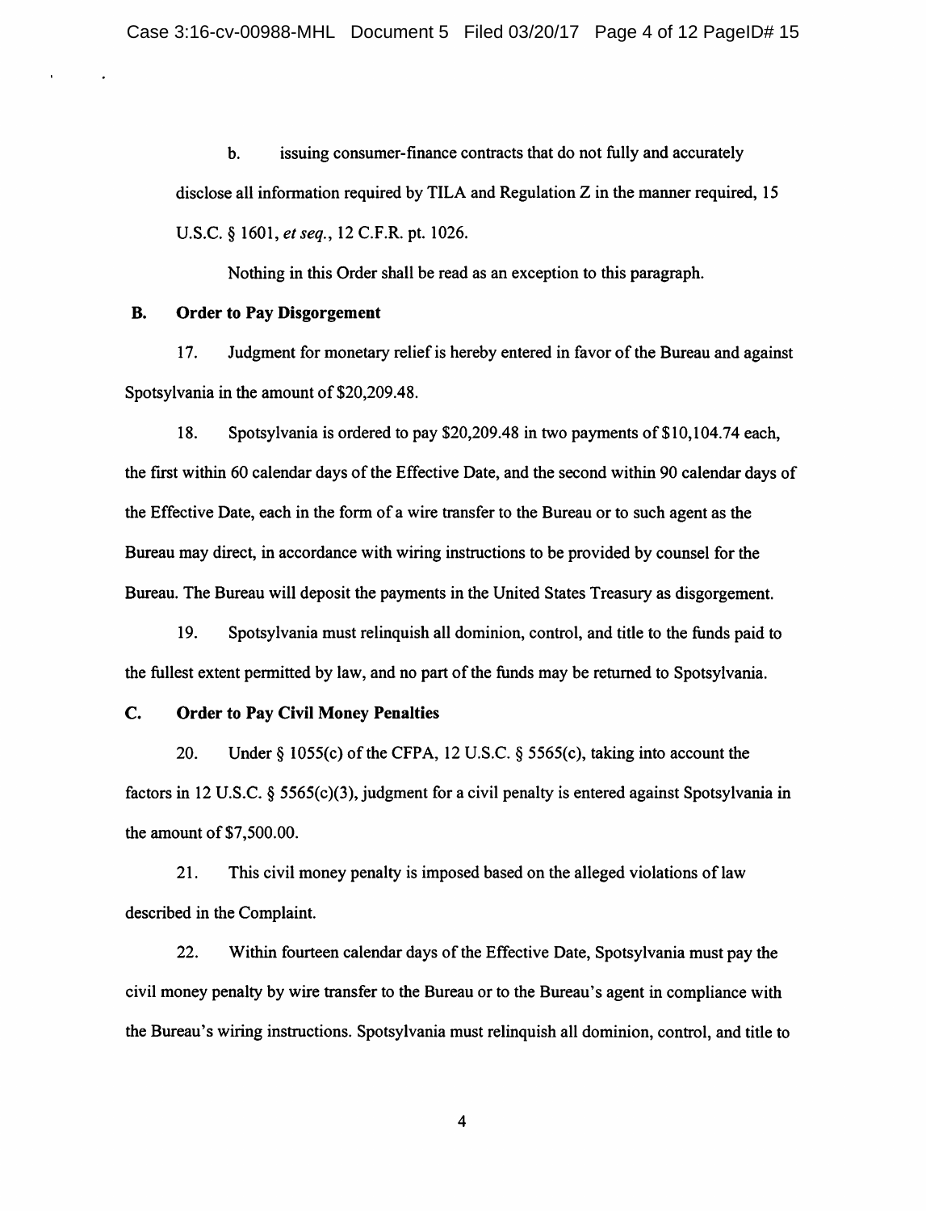b. issuing consumer-finance contracts that do not fully and accurately disclose all information required by TILA and Regulation Z in the manner required, 15 U.S.C. § 1601, *et seq.*, 12 C.F.R. pt. 1026.

Nothing in this Order shall be read as an exception to this paragraph.

**B. Order to Pay Disgorgement**

17. Judgment for monetary relief is hereby entered in favor of the Bureau and against Spotsylvania in the amount of $20,209.48.

18. Spotsylvania is ordered to pay $20,209.48 in two payments of $10,104.74 each, the first within 60 calendar days of the Effective Date, and the second within 90 calendar days of the Effective Date, each in the form of a wire transfer to the Bureau or to such agent as the Bureau may direct, in accordance with wiring instructions to be provided by counsel for the Bureau. The Bureau will deposit the payments in the United States Treasury as disgorgement.

19. Spotsylvania must relinquish all dominion, control, and title to the funds paid to the fullest extent permitted by law, and no part of the funds may be returned to Spotsylvania.

**C. Order to Pay Civil Money Penalties**

20. Under § 1055(c) of the CFPA, 12 U.S.C. § 5565(c), taking into account the factors in 12 U.S.C. § 5565(c)(3), judgment for a civil penalty is entered against Spotsylvania in the amount of $7,500.00.

21. This civil money penalty is imposed based on the alleged violations of law described in the Complaint.

22. Within fourteen calendar days of the Effective Date, Spotsylvania must pay the civil money penalty by wire transfer to the Bureau or to the Bureau's agent in compliance with the Bureau's wiring instructions. Spotsylvania must relinquish all dominion, control, and title to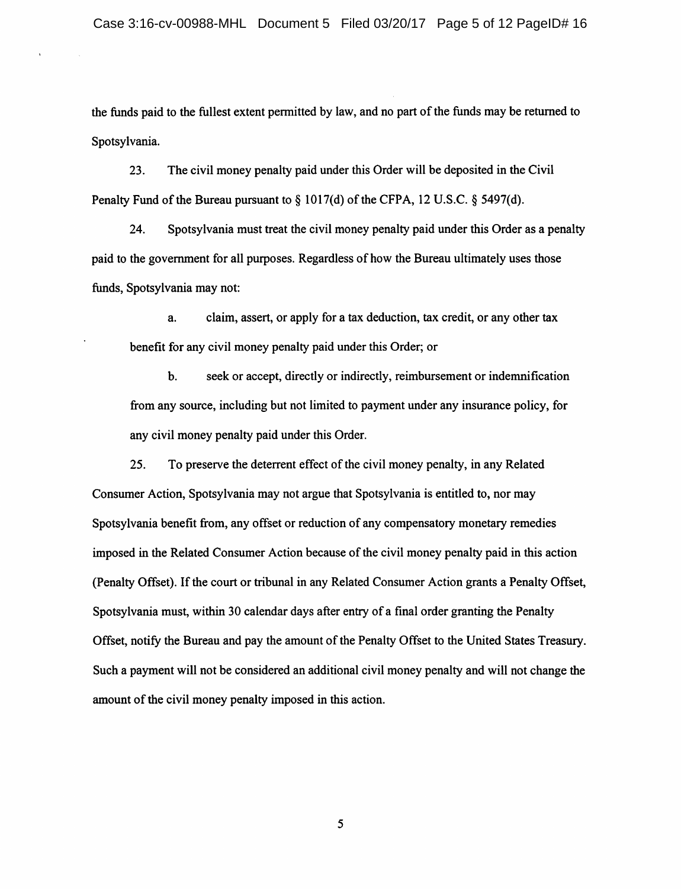the funds paid to the fullest extent permitted by law, and no part of the funds may be returned to Spotsylvania.

23. The civil money penalty paid under this Order will be deposited in the Civil Penalty Fund of the Bureau pursuant to § 1017(d) of the CFPA, 12 U.S.C. § 5497(d).

24. Spotsylvania must treat the civil money penalty paid under this Order as a penalty paid to the government for all purposes. Regardless of how the Bureau ultimately uses those funds, Spotsylvania may not:

> a. claim, assert, or apply for a tax deduction, tax credit, or any other tax benefit for any civil money penalty paid under this Order; or
>
> b. seek or accept, directly or indirectly, reimbursement or indemnification from any source, including but not limited to payment under any insurance policy, for any civil money penalty paid under this Order.

25. To preserve the deterrent effect of the civil money penalty, in any Related Consumer Action, Spotsylvania may not argue that Spotsylvania is entitled to, nor may Spotsylvania benefit from, any offset or reduction of any compensatory monetary remedies imposed in the Related Consumer Action because of the civil money penalty paid in this action (Penalty Offset). If the court or tribunal in any Related Consumer Action grants a Penalty Offset, Spotsylvania must, within 30 calendar days after entry of a final order granting the Penalty Offset, notify the Bureau and pay the amount of the Penalty Offset to the United States Treasury. Such a payment will not be considered an additional civil money penalty and will not change the amount of the civil money penalty imposed in this action.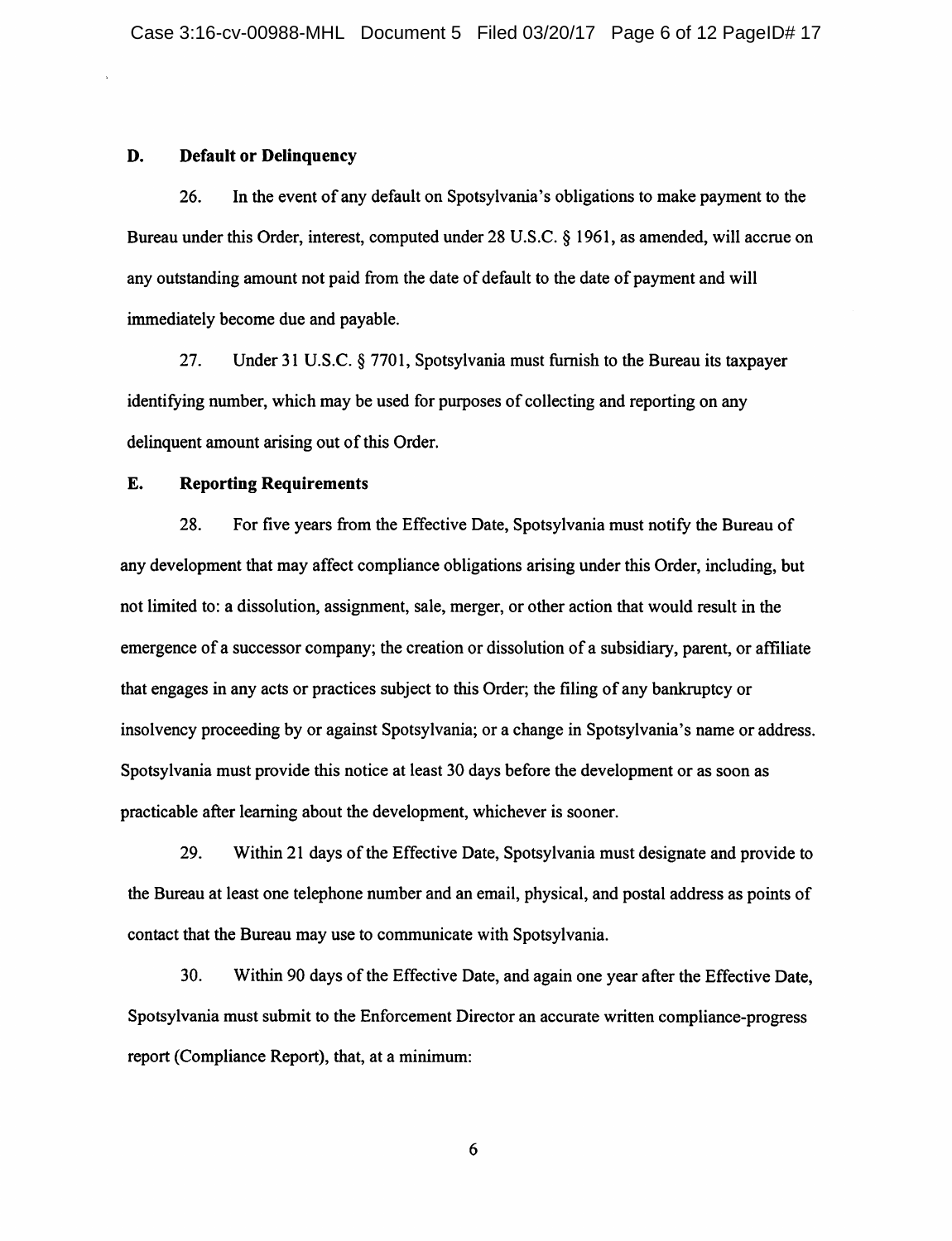### D. Default or Delinquency

26. In the event of any default on Spotsylvania's obligations to make payment to the Bureau under this Order, interest, computed under 28 U.S.C. § 1961, as amended, will accrue on any outstanding amount not paid from the date of default to the date of payment and will immediately become due and payable.

27. Under 31 U.S.C. § 7701, Spotsylvania must furnish to the Bureau its taxpayer identifying number, which may be used for purposes of collecting and reporting on any delinquent amount arising out of this Order.

### E. Reporting Requirements

28. For five years from the Effective Date, Spotsylvania must notify the Bureau of any development that may affect compliance obligations arising under this Order, including, but not limited to: a dissolution, assignment, sale, merger, or other action that would result in the emergence of a successor company; the creation or dissolution of a subsidiary, parent, or affiliate that engages in any acts or practices subject to this Order; the filing of any bankruptcy or insolvency proceeding by or against Spotsylvania; or a change in Spotsylvania's name or address. Spotsylvania must provide this notice at least 30 days before the development or as soon as practicable after learning about the development, whichever is sooner.

29. Within 21 days of the Effective Date, Spotsylvania must designate and provide to the Bureau at least one telephone number and an email, physical, and postal address as points of contact that the Bureau may use to communicate with Spotsylvania.

30. Within 90 days of the Effective Date, and again one year after the Effective Date, Spotsylvania must submit to the Enforcement Director an accurate written compliance-progress report (Compliance Report), that, at a minimum: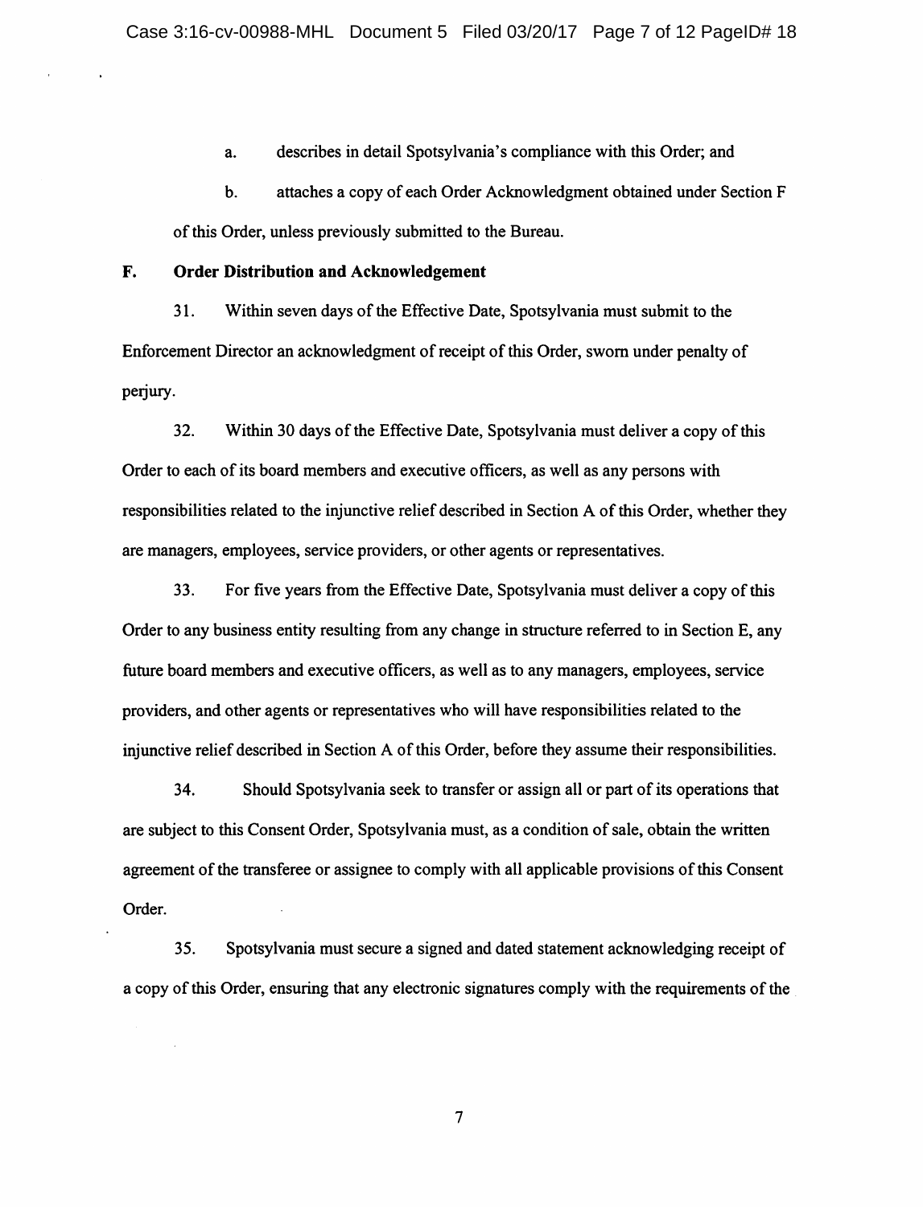a. describes in detail Spotsylvania's compliance with this Order; and

b. attaches a copy of each Order Acknowledgment obtained under Section F of this Order, unless previously submitted to the Bureau.

**F. Order Distribution and Acknowledgement**

31. Within seven days of the Effective Date, Spotsylvania must submit to the Enforcement Director an acknowledgment of receipt of this Order, sworn under penalty of perjury.

32. Within 30 days of the Effective Date, Spotsylvania must deliver a copy of this Order to each of its board members and executive officers, as well as any persons with responsibilities related to the injunctive relief described in Section A of this Order, whether they are managers, employees, service providers, or other agents or representatives.

33. For five years from the Effective Date, Spotsylvania must deliver a copy of this Order to any business entity resulting from any change in structure referred to in Section E, any future board members and executive officers, as well as to any managers, employees, service providers, and other agents or representatives who will have responsibilities related to the injunctive relief described in Section A of this Order, before they assume their responsibilities.

34. Should Spotsylvania seek to transfer or assign all or part of its operations that are subject to this Consent Order, Spotsylvania must, as a condition of sale, obtain the written agreement of the transferee or assignee to comply with all applicable provisions of this Consent Order.

35. Spotsylvania must secure a signed and dated statement acknowledging receipt of a copy of this Order, ensuring that any electronic signatures comply with the requirements of the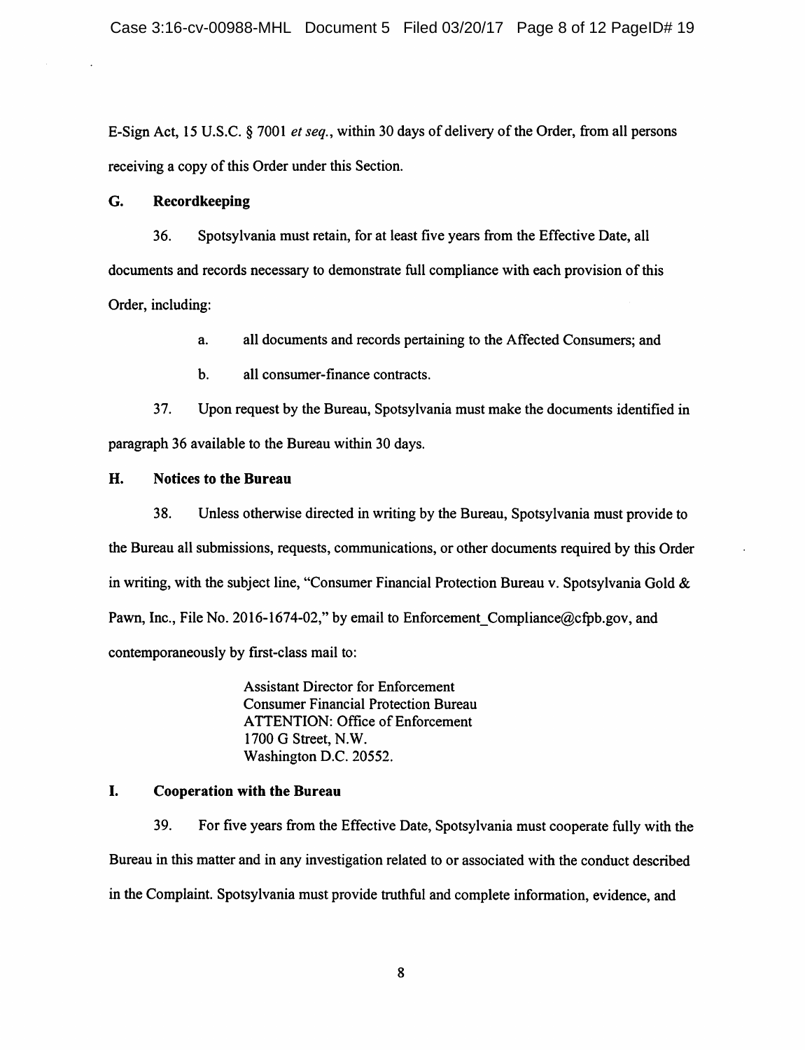E-Sign Act, 15 U.S.C. § 7001 *et seq.*, within 30 days of delivery of the Order, from all persons receiving a copy of this Order under this Section.

### G. Recordkeeping

36. Spotsylvania must retain, for at least five years from the Effective Date, all documents and records necessary to demonstrate full compliance with each provision of this Order, including:

  a. all documents and records pertaining to the Affected Consumers; and

  b. all consumer-finance contracts.

37. Upon request by the Bureau, Spotsylvania must make the documents identified in paragraph 36 available to the Bureau within 30 days.

### H. Notices to the Bureau

38. Unless otherwise directed in writing by the Bureau, Spotsylvania must provide to the Bureau all submissions, requests, communications, or other documents required by this Order in writing, with the subject line, "Consumer Financial Protection Bureau v. Spotsylvania Gold & Pawn, Inc., File No. 2016-1674-02," by email to Enforcement_Compliance@cfpb.gov, and contemporaneously by first-class mail to:

> Assistant Director for Enforcement
> Consumer Financial Protection Bureau
> ATTENTION: Office of Enforcement
> 1700 G Street, N.W.
> Washington D.C. 20552.

### I. Cooperation with the Bureau

39. For five years from the Effective Date, Spotsylvania must cooperate fully with the Bureau in this matter and in any investigation related to or associated with the conduct described in the Complaint. Spotsylvania must provide truthful and complete information, evidence, and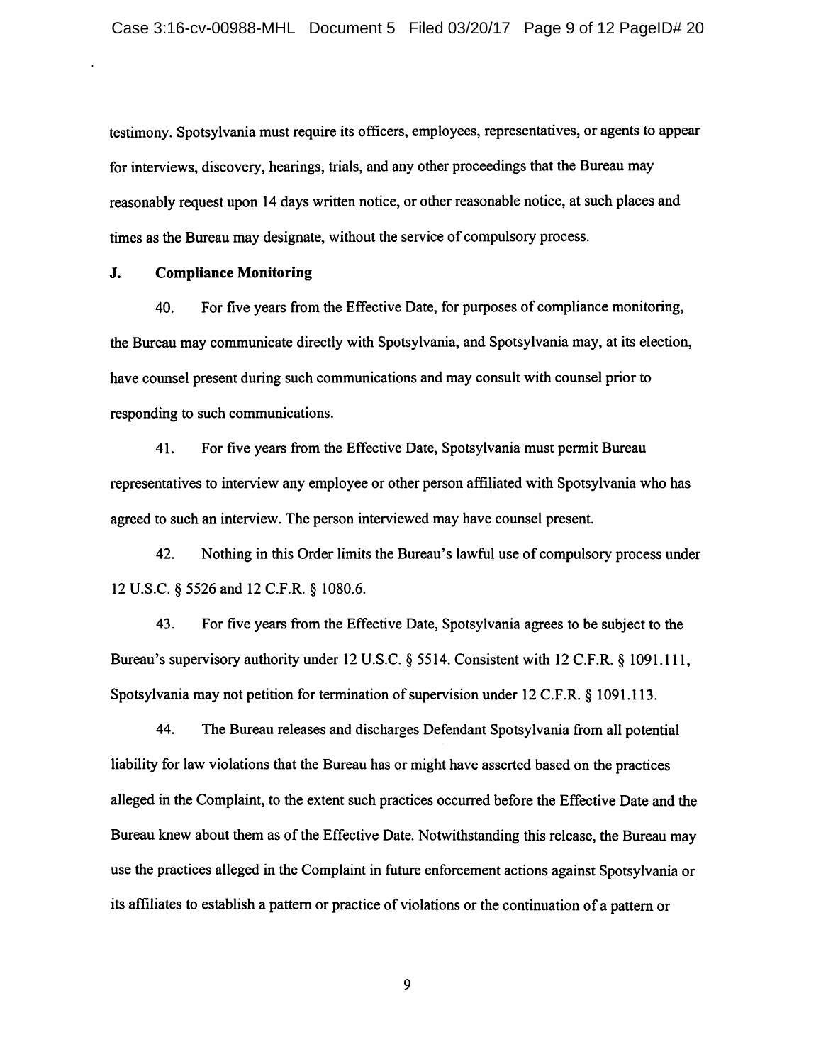testimony. Spotsylvania must require its officers, employees, representatives, or agents to appear for interviews, discovery, hearings, trials, and any other proceedings that the Bureau may reasonably request upon 14 days written notice, or other reasonable notice, at such places and times as the Bureau may designate, without the service of compulsory process.

### J. Compliance Monitoring

40. For five years from the Effective Date, for purposes of compliance monitoring, the Bureau may communicate directly with Spotsylvania, and Spotsylvania may, at its election, have counsel present during such communications and may consult with counsel prior to responding to such communications.

41. For five years from the Effective Date, Spotsylvania must permit Bureau representatives to interview any employee or other person affiliated with Spotsylvania who has agreed to such an interview. The person interviewed may have counsel present.

42. Nothing in this Order limits the Bureau's lawful use of compulsory process under 12 U.S.C. § 5526 and 12 C.F.R. § 1080.6.

43. For five years from the Effective Date, Spotsylvania agrees to be subject to the Bureau's supervisory authority under 12 U.S.C. § 5514. Consistent with 12 C.F.R. § 1091.111, Spotsylvania may not petition for termination of supervision under 12 C.F.R. § 1091.113.

44. The Bureau releases and discharges Defendant Spotsylvania from all potential liability for law violations that the Bureau has or might have asserted based on the practices alleged in the Complaint, to the extent such practices occurred before the Effective Date and the Bureau knew about them as of the Effective Date. Notwithstanding this release, the Bureau may use the practices alleged in the Complaint in future enforcement actions against Spotsylvania or its affiliates to establish a pattern or practice of violations or the continuation of a pattern or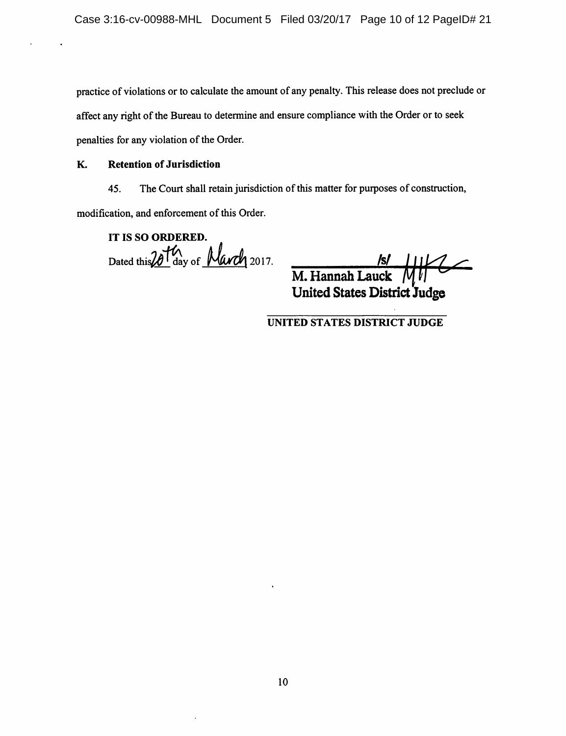practice of violations or to calculate the amount of any penalty. This release does not preclude or affect any right of the Bureau to determine and ensure compliance with the Order or to seek penalties for any violation of the Order.

### K. Retention of Jurisdiction

45. The Court shall retain jurisdiction of this matter for purposes of construction, modification, and enforcement of this Order.

**IT IS SO ORDERED.**

Dated this 20th day of March 2017.

/s/

**M. Hannah Lauck**
**United States District Judge**

**UNITED STATES DISTRICT JUDGE**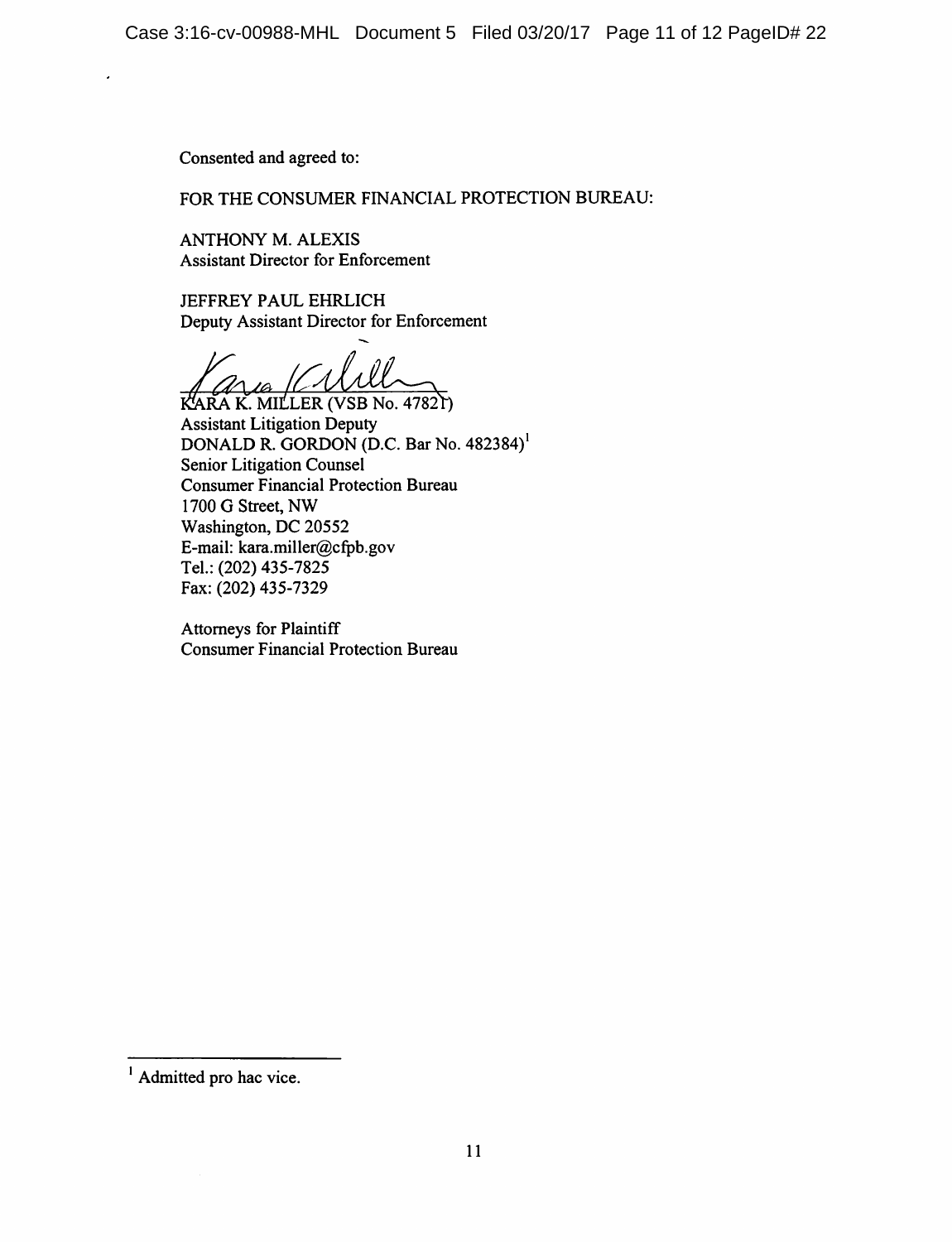Consented and agreed to:

FOR THE CONSUMER FINANCIAL PROTECTION BUREAU:

ANTHONY M. ALEXIS
Assistant Director for Enforcement

JEFFREY PAUL EHRLICH
Deputy Assistant Director for Enforcement

KARA K. MILLER (VSB No. 47821)
Assistant Litigation Deputy
DONALD R. GORDON (D.C. Bar No. 482384)[1]
Senior Litigation Counsel
Consumer Financial Protection Bureau
1700 G Street, NW
Washington, DC 20552
E-mail: kara.miller@cfpb.gov
Tel.: (202) 435-7825
Fax: (202) 435-7329

Attorneys for Plaintiff
Consumer Financial Protection Bureau

---

[1] Admitted pro hac vice.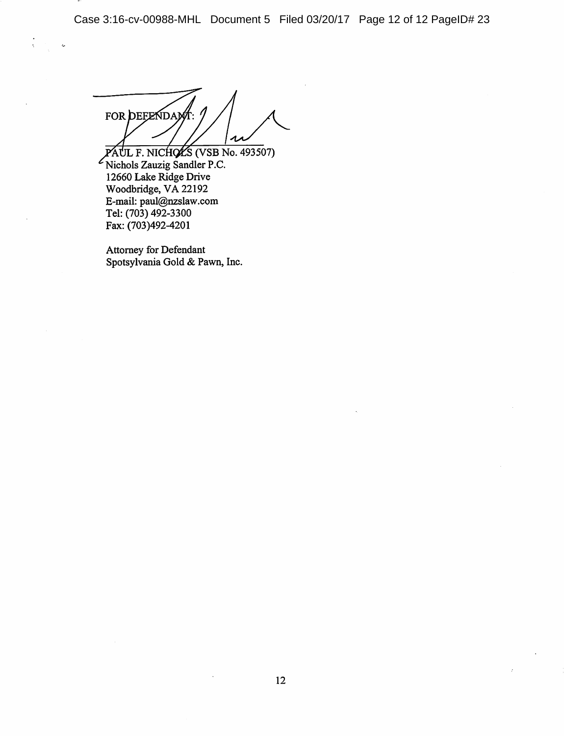FOR DEFENDANT:

PAUL F. NICHOLS (VSB No. 493507)
Nichols Zauzig Sandler P.C.
12660 Lake Ridge Drive
Woodbridge, VA 22192
E-mail: paul@nzslaw.com
Tel: (703) 492-3300
Fax: (703)492-4201

Attorney for Defendant
Spotsylvania Gold & Pawn, Inc.